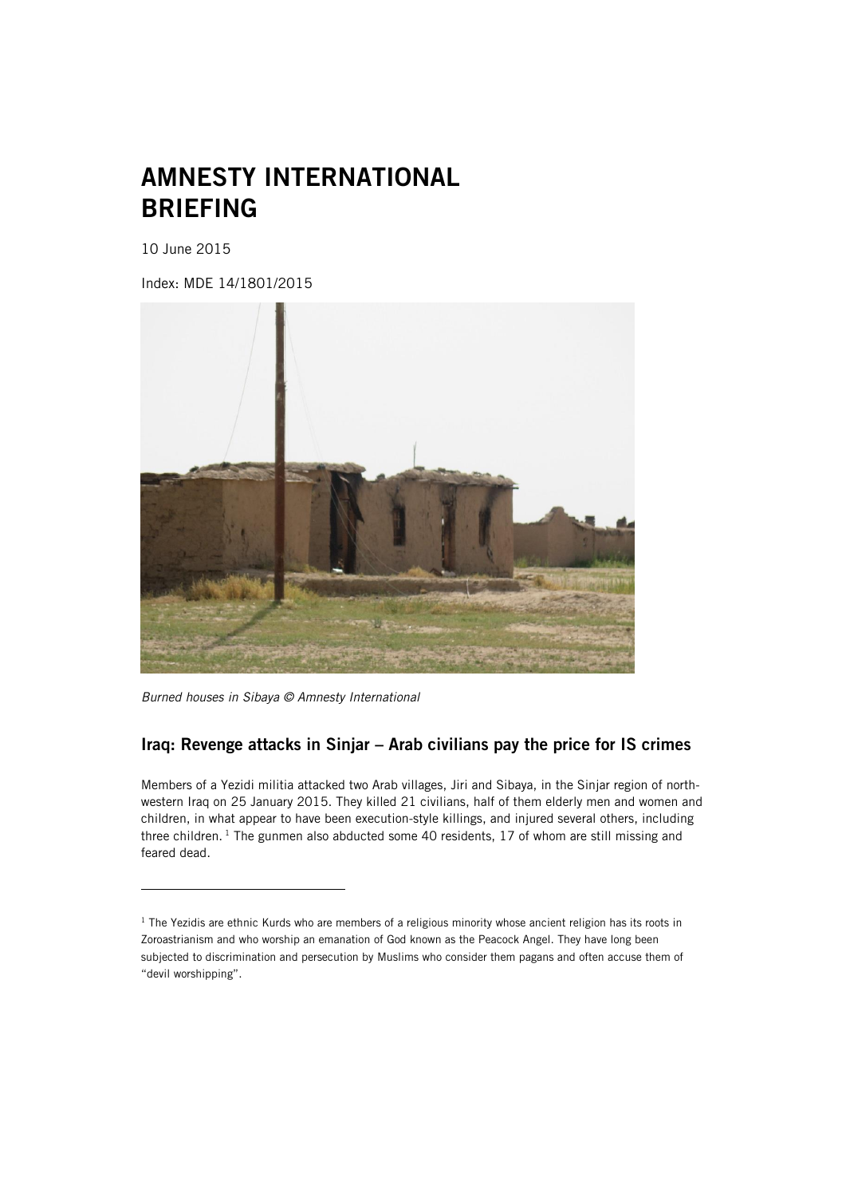# AMNESTY INTERNATIONAL BRIEFING

10 June 2015

Index: MDE 14/1801/2015

*Burned houses in Sibaya © Amnesty International*

## Iraq: Revenge attacks in Sinjar – Arab civilians pay the price for IS crimes

Members of a Yezidi militia attacked two Arab villages, Jiri and Sibaya, in the Sinjar region of north-western Iraq on 25 January 2015. They killed 21 civilians, half of them elderly men and women and children, in what appear to have been execution-style killings, and injured several others, including three children. [1] The gunmen also abducted some 40 residents, 17 of whom are still missing and feared dead.

---

[1] The Yezidis are ethnic Kurds who are members of a religious minority whose ancient religion has its roots in Zoroastrianism and who worship an emanation of God known as the Peacock Angel. They have long been subjected to discrimination and persecution by Muslims who consider them pagans and often accuse them of "devil worshipping".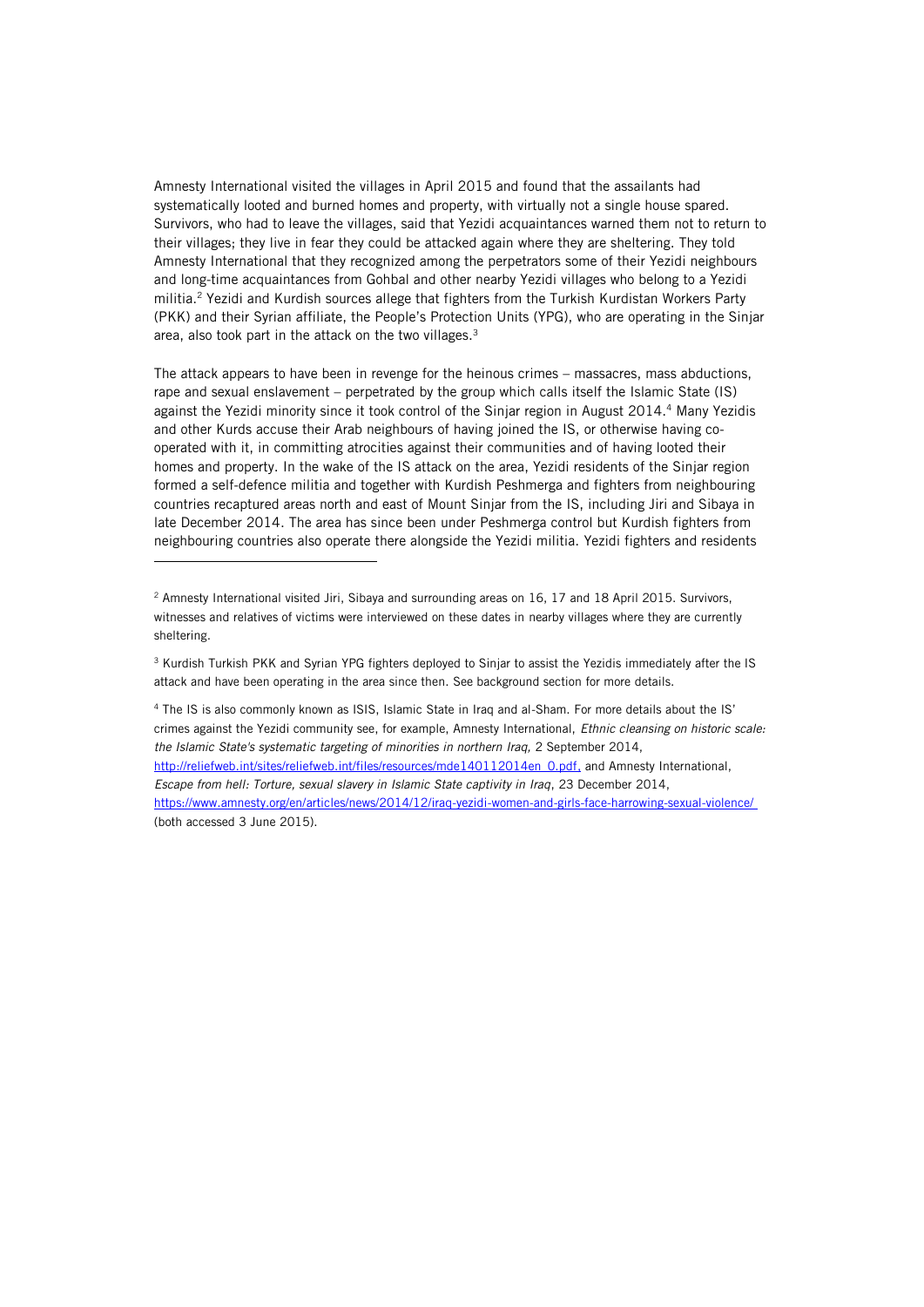Amnesty International visited the villages in April 2015 and found that the assailants had systematically looted and burned homes and property, with virtually not a single house spared. Survivors, who had to leave the villages, said that Yezidi acquaintances warned them not to return to their villages; they live in fear they could be attacked again where they are sheltering. They told Amnesty International that they recognized among the perpetrators some of their Yezidi neighbours and long-time acquaintances from Gohbal and other nearby Yezidi villages who belong to a Yezidi militia.[2] Yezidi and Kurdish sources allege that fighters from the Turkish Kurdistan Workers Party (PKK) and their Syrian affiliate, the People's Protection Units (YPG), who are operating in the Sinjar area, also took part in the attack on the two villages.[3]

The attack appears to have been in revenge for the heinous crimes – massacres, mass abductions, rape and sexual enslavement – perpetrated by the group which calls itself the Islamic State (IS) against the Yezidi minority since it took control of the Sinjar region in August 2014.[4] Many Yezidis and other Kurds accuse their Arab neighbours of having joined the IS, or otherwise having co-operated with it, in committing atrocities against their communities and of having looted their homes and property. In the wake of the IS attack on the area, Yezidi residents of the Sinjar region formed a self-defence militia and together with Kurdish Peshmerga and fighters from neighbouring countries recaptured areas north and east of Mount Sinjar from the IS, including Jiri and Sibaya in late December 2014. The area has since been under Peshmerga control but Kurdish fighters from neighbouring countries also operate there alongside the Yezidi militia. Yezidi fighters and residents

---

[2] Amnesty International visited Jiri, Sibaya and surrounding areas on 16, 17 and 18 April 2015. Survivors, witnesses and relatives of victims were interviewed on these dates in nearby villages where they are currently sheltering.

[3] Kurdish Turkish PKK and Syrian YPG fighters deployed to Sinjar to assist the Yezidis immediately after the IS attack and have been operating in the area since then. See background section for more details.

[4] The IS is also commonly known as ISIS, Islamic State in Iraq and al-Sham. For more details about the IS' crimes against the Yezidi community see, for example, Amnesty International, *Ethnic cleansing on historic scale: the Islamic State's systematic targeting of minorities in northern Iraq,* 2 September 2014, http://reliefweb.int/sites/reliefweb.int/files/resources/mde140112014en_0.pdf, and Amnesty International, *Escape from hell: Torture, sexual slavery in Islamic State captivity in Iraq*, 23 December 2014, https://www.amnesty.org/en/articles/news/2014/12/iraq-yezidi-women-and-girls-face-harrowing-sexual-violence/ (both accessed 3 June 2015).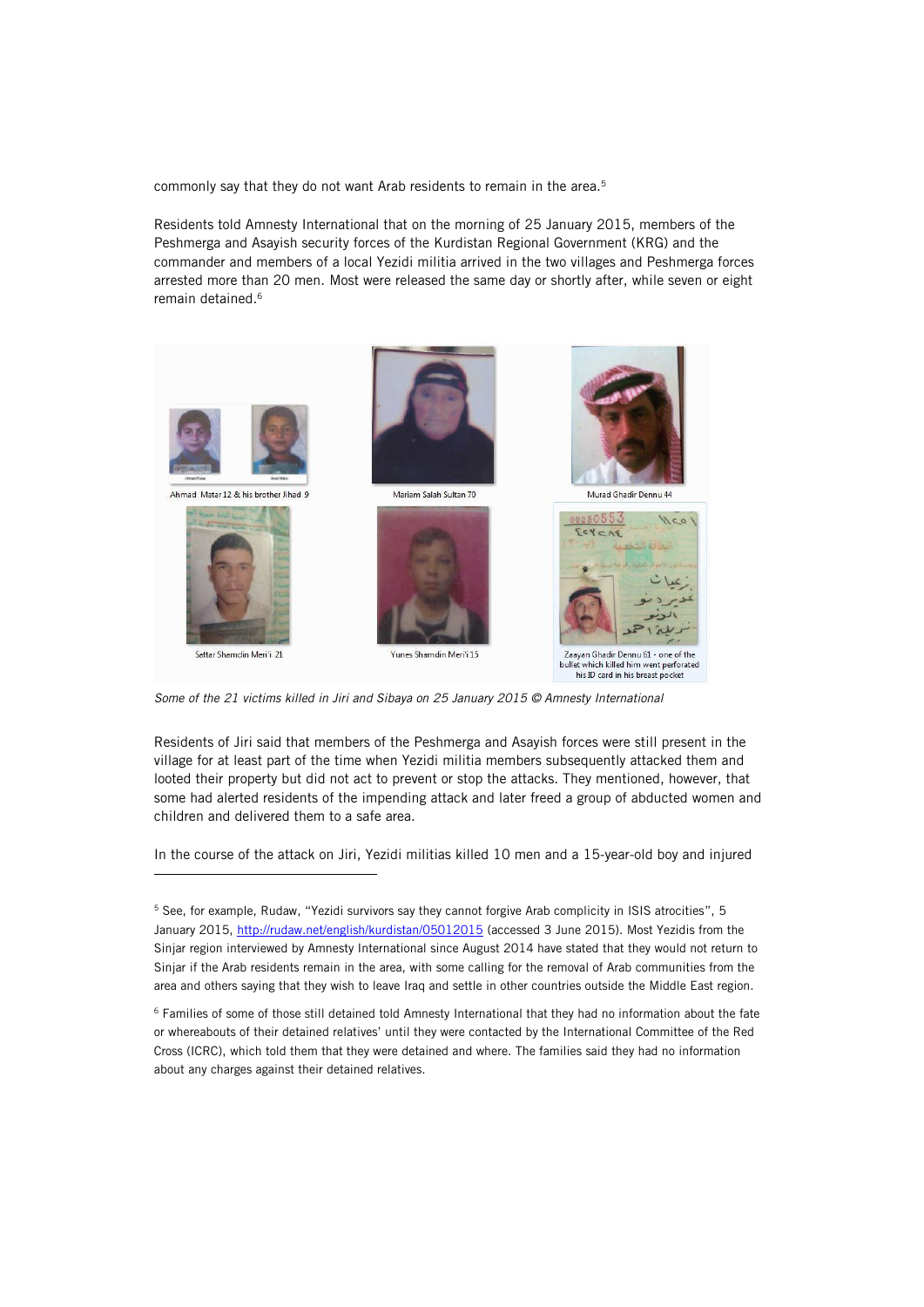commonly say that they do not want Arab residents to remain in the area.[5]

Residents told Amnesty International that on the morning of 25 January 2015, members of the Peshmerga and Asayish security forces of the Kurdistan Regional Government (KRG) and the commander and members of a local Yezidi militia arrived in the two villages and Peshmerga forces arrested more than 20 men. Most were released the same day or shortly after, while seven or eight remain detained.[6]

Ahmad Matar 12 & his brother Jihad 9

Mariam Salah Sultan 70

Murad Ghadir Dennu 44

Settar Shamdin Meri'i 21

Yunes Shamdin Meri'i 15

Zaayan Ghadir Dennu 61 - one of the bullet which killed him went perforated his ID card in his breast pocket

*Some of the 21 victims killed in Jiri and Sibaya on 25 January 2015 © Amnesty International*

Residents of Jiri said that members of the Peshmerga and Asayish forces were still present in the village for at least part of the time when Yezidi militia members subsequently attacked them and looted their property but did not act to prevent or stop the attacks. They mentioned, however, that some had alerted residents of the impending attack and later freed a group of abducted women and children and delivered them to a safe area.

In the course of the attack on Jiri, Yezidi militias killed 10 men and a 15-year-old boy and injured

---

[5] See, for example, Rudaw, "Yezidi survivors say they cannot forgive Arab complicity in ISIS atrocities", 5 January 2015, http://rudaw.net/english/kurdistan/05012015 (accessed 3 June 2015). Most Yezidis from the Sinjar region interviewed by Amnesty International since August 2014 have stated that they would not return to Sinjar if the Arab residents remain in the area, with some calling for the removal of Arab communities from the area and others saying that they wish to leave Iraq and settle in other countries outside the Middle East region.

[6] Families of some of those still detained told Amnesty International that they had no information about the fate or whereabouts of their detained relatives' until they were contacted by the International Committee of the Red Cross (ICRC), which told them that they were detained and where. The families said they had no information about any charges against their detained relatives.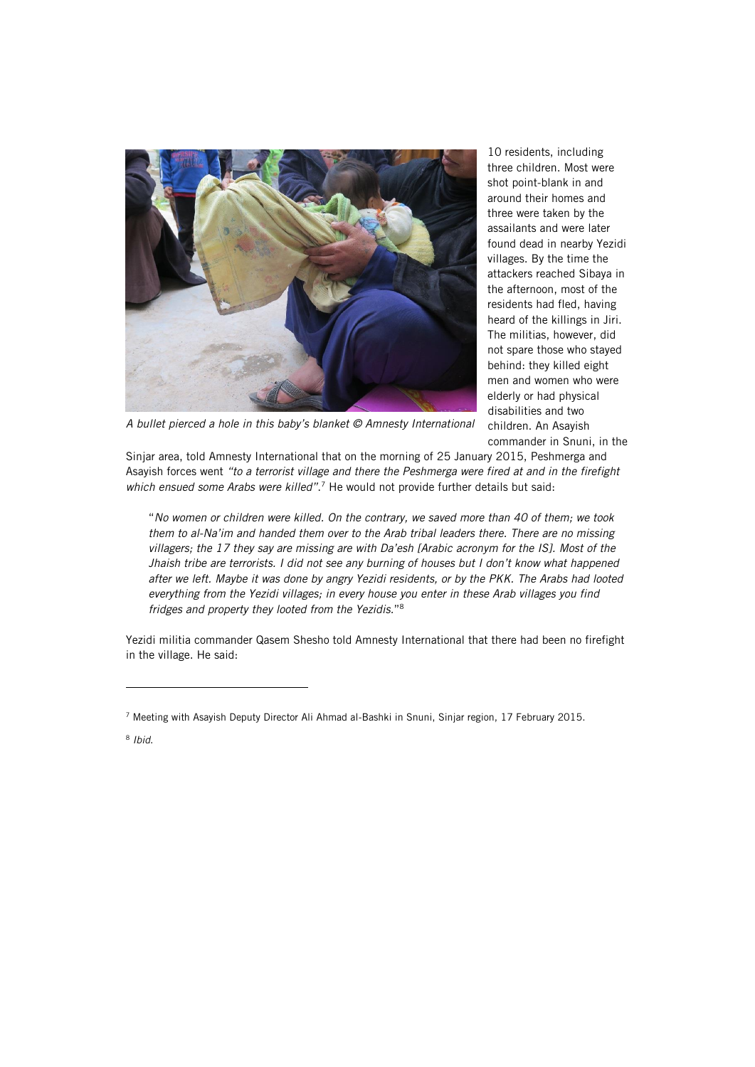A bullet pierced a hole in this baby's blanket © Amnesty International

10 residents, including three children. Most were shot point-blank in and around their homes and three were taken by the assailants and were later found dead in nearby Yezidi villages. By the time the attackers reached Sibaya in the afternoon, most of the residents had fled, having heard of the killings in Jiri. The militias, however, did not spare those who stayed behind: they killed eight men and women who were elderly or had physical disabilities and two children. An Asayish commander in Snuni, in the Sinjar area, told Amnesty International that on the morning of 25 January 2015, Peshmerga and Asayish forces went *"to a terrorist village and there the Peshmerga were fired at and in the firefight which ensued some Arabs were killed"*.[7] He would not provide further details but said:

> "*No women or children were killed. On the contrary, we saved more than 40 of them; we took them to al-Na'im and handed them over to the Arab tribal leaders there. There are no missing villagers; the 17 they say are missing are with Da'esh [Arabic acronym for the IS]. Most of the Jhaish tribe are terrorists. I did not see any burning of houses but I don't know what happened after we left. Maybe it was done by angry Yezidi residents, or by the PKK. The Arabs had looted everything from the Yezidi villages; in every house you enter in these Arab villages you find fridges and property they looted from the Yezidis.*"[8]

Yezidi militia commander Qasem Shesho told Amnesty International that there had been no firefight in the village. He said:

---

[7] Meeting with Asayish Deputy Director Ali Ahmad al-Bashki in Snuni, Sinjar region, 17 February 2015.

[8] *Ibid.*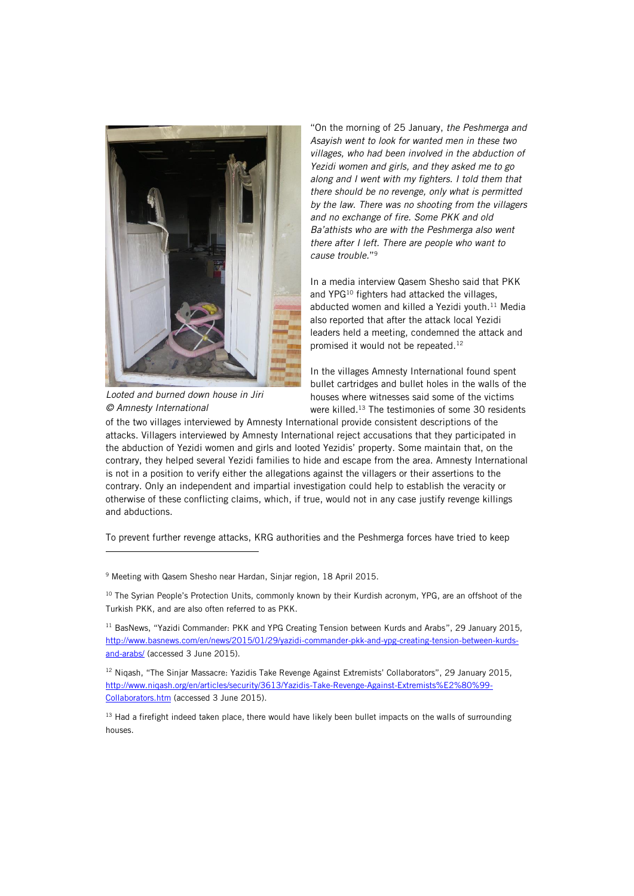"On the morning of 25 January, *the Peshmerga and Asayish went to look for wanted men in these two villages, who had been involved in the abduction of Yezidi women and girls, and they asked me to go along and I went with my fighters. I told them that there should be no revenge, only what is permitted by the law. There was no shooting from the villagers and no exchange of fire. Some PKK and old Ba'athists who are with the Peshmerga also went there after I left. There are people who want to cause trouble.*"[9]

Looted and burned down house in Jiri
© Amnesty International

In a media interview Qasem Shesho said that PKK and YPG[10] fighters had attacked the villages, abducted women and killed a Yezidi youth.[11] Media also reported that after the attack local Yezidi leaders held a meeting, condemned the attack and promised it would not be repeated.[12]

In the villages Amnesty International found spent bullet cartridges and bullet holes in the walls of the houses where witnesses said some of the victims were killed.[13] The testimonies of some 30 residents of the two villages interviewed by Amnesty International provide consistent descriptions of the attacks. Villagers interviewed by Amnesty International reject accusations that they participated in the abduction of Yezidi women and girls and looted Yezidis' property. Some maintain that, on the contrary, they helped several Yezidi families to hide and escape from the area. Amnesty International is not in a position to verify either the allegations against the villagers or their assertions to the contrary. Only an independent and impartial investigation could help to establish the veracity or otherwise of these conflicting claims, which, if true, would not in any case justify revenge killings and abductions.

To prevent further revenge attacks, KRG authorities and the Peshmerga forces have tried to keep

---

[9] Meeting with Qasem Shesho near Hardan, Sinjar region, 18 April 2015.

[10] The Syrian People's Protection Units, commonly known by their Kurdish acronym, YPG, are an offshoot of the Turkish PKK, and are also often referred to as PKK.

[11] BasNews, "Yazidi Commander: PKK and YPG Creating Tension between Kurds and Arabs", 29 January 2015, http://www.basnews.com/en/news/2015/01/29/yazidi-commander-pkk-and-ypg-creating-tension-between-kurds-and-arabs/ (accessed 3 June 2015).

[12] Niqash, "The Sinjar Massacre: Yazidis Take Revenge Against Extremists' Collaborators", 29 January 2015, http://www.niqash.org/en/articles/security/3613/Yazidis-Take-Revenge-Against-Extremists%E2%80%99-Collaborators.htm (accessed 3 June 2015).

[13] Had a firefight indeed taken place, there would have likely been bullet impacts on the walls of surrounding houses.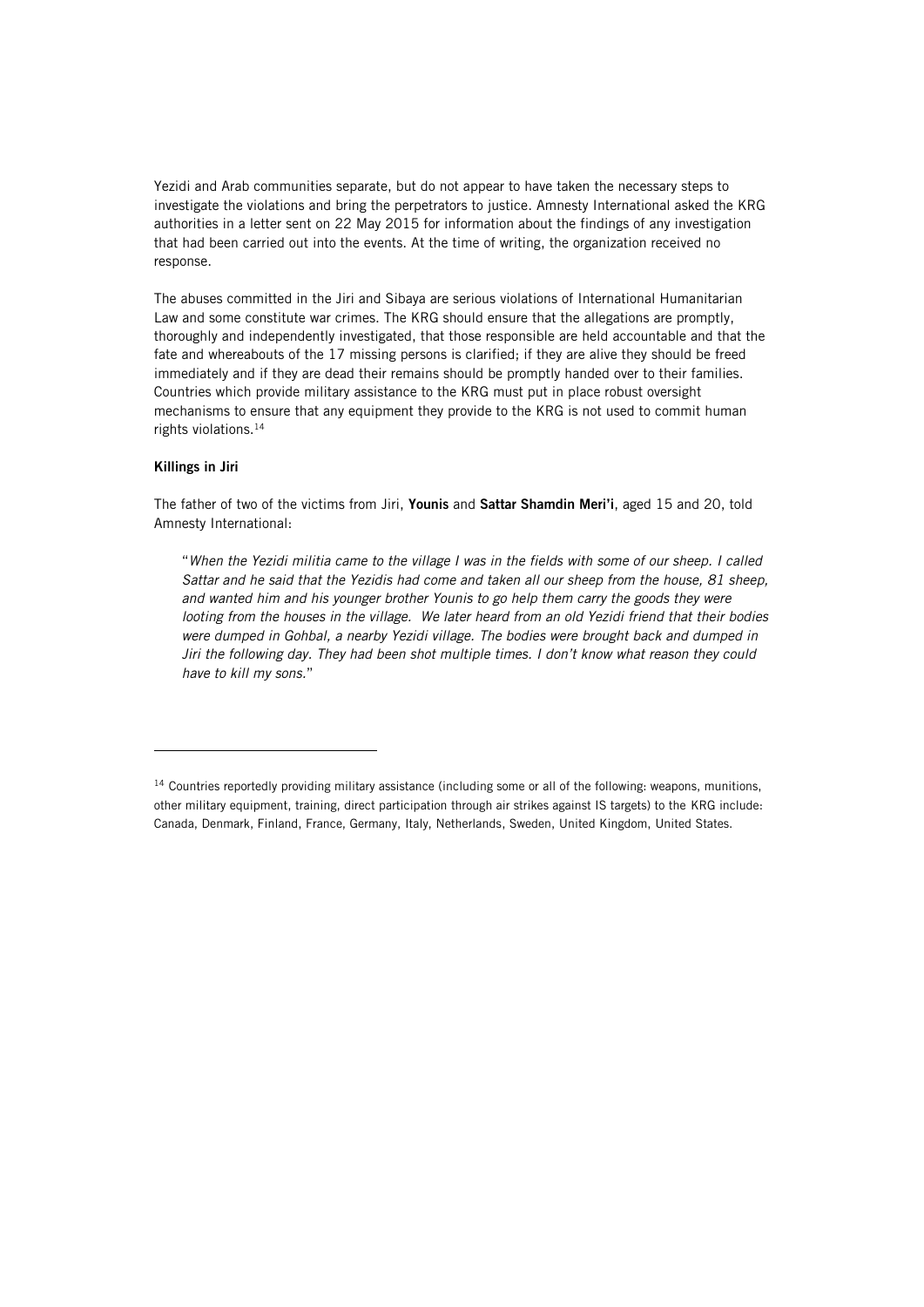Yezidi and Arab communities separate, but do not appear to have taken the necessary steps to investigate the violations and bring the perpetrators to justice. Amnesty International asked the KRG authorities in a letter sent on 22 May 2015 for information about the findings of any investigation that had been carried out into the events. At the time of writing, the organization received no response.

The abuses committed in the Jiri and Sibaya are serious violations of International Humanitarian Law and some constitute war crimes. The KRG should ensure that the allegations are promptly, thoroughly and independently investigated, that those responsible are held accountable and that the fate and whereabouts of the 17 missing persons is clarified; if they are alive they should be freed immediately and if they are dead their remains should be promptly handed over to their families. Countries which provide military assistance to the KRG must put in place robust oversight mechanisms to ensure that any equipment they provide to the KRG is not used to commit human rights violations.[14]

**Killings in Jiri**

The father of two of the victims from Jiri, **Younis** and **Sattar Shamdin Meri'i**, aged 15 and 20, told Amnesty International:

> "*When the Yezidi militia came to the village I was in the fields with some of our sheep. I called Sattar and he said that the Yezidis had come and taken all our sheep from the house, 81 sheep, and wanted him and his younger brother Younis to go help them carry the goods they were looting from the houses in the village. We later heard from an old Yezidi friend that their bodies were dumped in Gohbal, a nearby Yezidi village. The bodies were brought back and dumped in Jiri the following day. They had been shot multiple times. I don't know what reason they could have to kill my sons.*"

---

[14] Countries reportedly providing military assistance (including some or all of the following: weapons, munitions, other military equipment, training, direct participation through air strikes against IS targets) to the KRG include: Canada, Denmark, Finland, France, Germany, Italy, Netherlands, Sweden, United Kingdom, United States.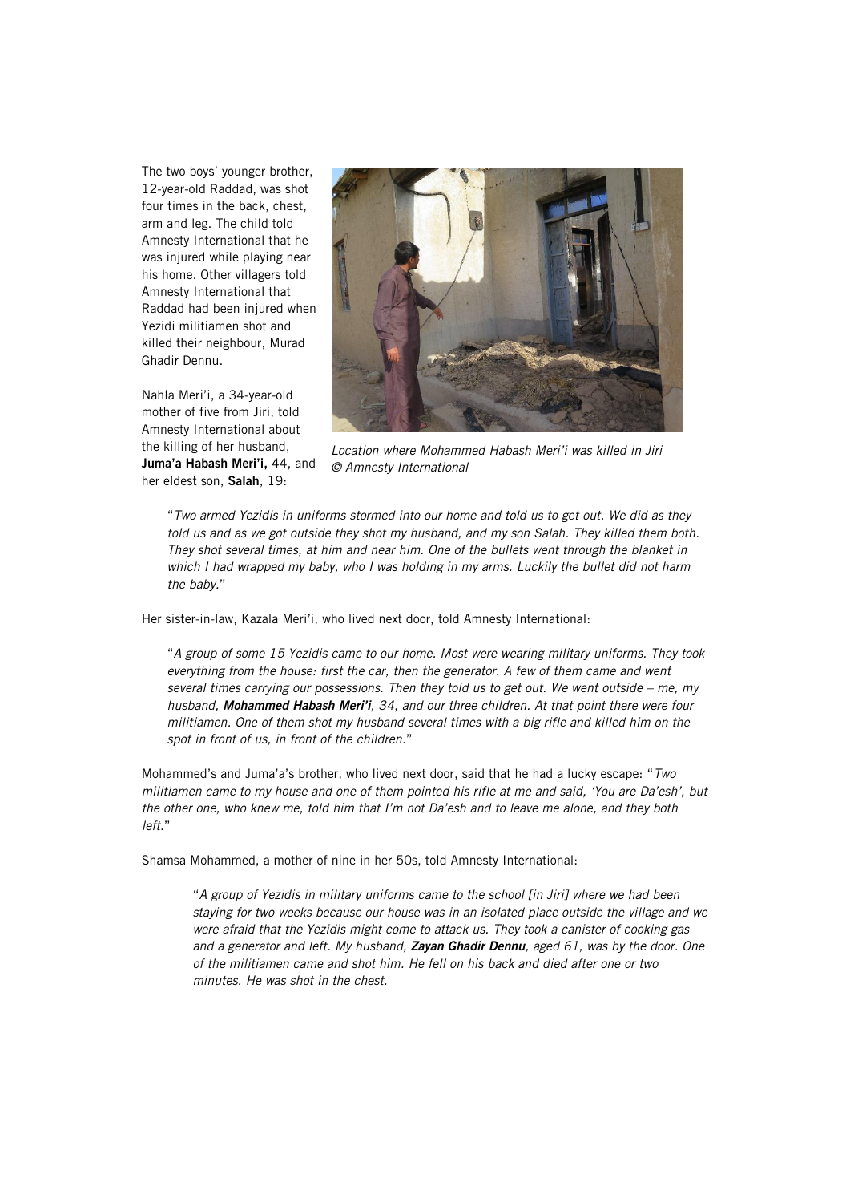The two boys' younger brother, 12-year-old Raddad, was shot four times in the back, chest, arm and leg. The child told Amnesty International that he was injured while playing near his home. Other villagers told Amnesty International that Raddad had been injured when Yezidi militiamen shot and killed their neighbour, Murad Ghadir Dennu.

Nahla Meri'i, a 34-year-old mother of five from Jiri, told Amnesty International about the killing of her husband, **Juma'a Habash Meri'i,** 44, and her eldest son, **Salah**, 19:

*Location where Mohammed Habash Meri'i was killed in Jiri © Amnesty International*

> "*Two armed Yezidis in uniforms stormed into our home and told us to get out. We did as they told us and as we got outside they shot my husband, and my son Salah. They killed them both. They shot several times, at him and near him. One of the bullets went through the blanket in which I had wrapped my baby, who I was holding in my arms. Luckily the bullet did not harm the baby.*"

Her sister-in-law, Kazala Meri'i, who lived next door, told Amnesty International:

> "*A group of some 15 Yezidis came to our home. Most were wearing military uniforms. They took everything from the house: first the car, then the generator. A few of them came and went several times carrying our possessions. Then they told us to get out. We went outside – me, my husband, **Mohammed Habash Meri'i**, 34, and our three children. At that point there were four militiamen. One of them shot my husband several times with a big rifle and killed him on the spot in front of us, in front of the children.*"

Mohammed's and Juma'a's brother, who lived next door, said that he had a lucky escape: "*Two militiamen came to my house and one of them pointed his rifle at me and said, 'You are Da'esh', but the other one, who knew me, told him that I'm not Da'esh and to leave me alone, and they both left.*"

Shamsa Mohammed, a mother of nine in her 50s, told Amnesty International:

> "*A group of Yezidis in military uniforms came to the school [in Jiri] where we had been staying for two weeks because our house was in an isolated place outside the village and we were afraid that the Yezidis might come to attack us. They took a canister of cooking gas and a generator and left. My husband, **Zayan Ghadir Dennu**, aged 61, was by the door. One of the militiamen came and shot him. He fell on his back and died after one or two minutes. He was shot in the chest.*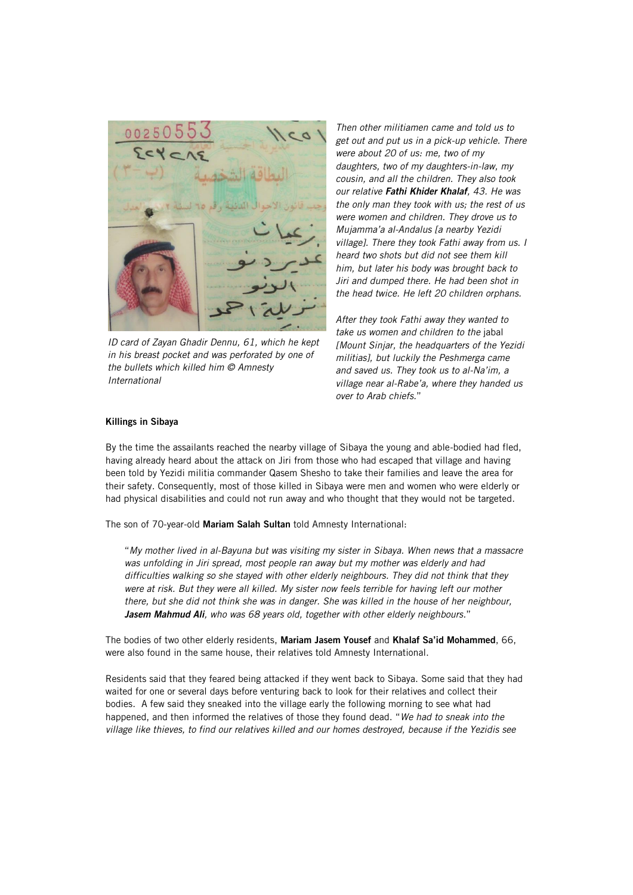ID card of Zayan Ghadir Dennu, 61, which he kept in his breast pocket and was perforated by one of the bullets which killed him © Amnesty International

*Then other militiamen came and told us to get out and put us in a pick-up vehicle. There were about 20 of us: me, two of my daughters, two of my daughters-in-law, my cousin, and all the children. They also took our relative* ***Fathi Khider Khalaf****, 43. He was the only man they took with us; the rest of us were women and children. They drove us to Mujamma'a al-Andalus [a nearby Yezidi village]. There they took Fathi away from us. I heard two shots but did not see them kill him, but later his body was brought back to Jiri and dumped there. He had been shot in the head twice. He left 20 children orphans.*

*After they took Fathi away they wanted to take us women and children to the* jabal *[Mount Sinjar, the headquarters of the Yezidi militias], but luckily the Peshmerga came and saved us. They took us to al-Na'im, a village near al-Rabe'a, where they handed us over to Arab chiefs.*"

**Killings in Sibaya**

By the time the assailants reached the nearby village of Sibaya the young and able-bodied had fled, having already heard about the attack on Jiri from those who had escaped that village and having been told by Yezidi militia commander Qasem Shesho to take their families and leave the area for their safety. Consequently, most of those killed in Sibaya were men and women who were elderly or had physical disabilities and could not run away and who thought that they would not be targeted.

The son of 70-year-old **Mariam Salah Sultan** told Amnesty International:

> "*My mother lived in al-Bayuna but was visiting my sister in Sibaya. When news that a massacre was unfolding in Jiri spread, most people ran away but my mother was elderly and had difficulties walking so she stayed with other elderly neighbours. They did not think that they were at risk. But they were all killed. My sister now feels terrible for having left our mother there, but she did not think she was in danger. She was killed in the house of her neighbour,* ***Jasem Mahmud Ali****, who was 68 years old, together with other elderly neighbours.*"

The bodies of two other elderly residents, **Mariam Jasem Yousef** and **Khalaf Sa'id Mohammed**, 66, were also found in the same house, their relatives told Amnesty International.

Residents said that they feared being attacked if they went back to Sibaya. Some said that they had waited for one or several days before venturing back to look for their relatives and collect their bodies. A few said they sneaked into the village early the following morning to see what had happened, and then informed the relatives of those they found dead. "*We had to sneak into the village like thieves, to find our relatives killed and our homes destroyed, because if the Yezidis see*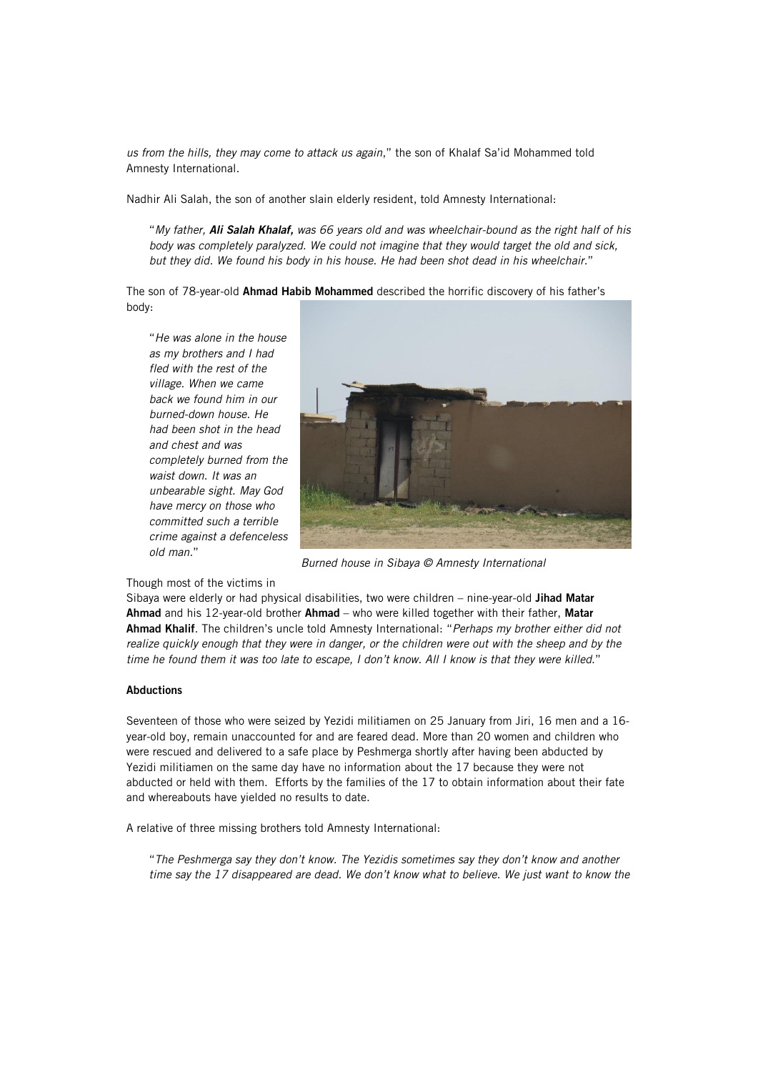*us from the hills, they may come to attack us again*," the son of Khalaf Sa'id Mohammed told Amnesty International.

Nadhir Ali Salah, the son of another slain elderly resident, told Amnesty International:

> "*My father,* ***Ali Salah Khalaf,*** *was 66 years old and was wheelchair-bound as the right half of his body was completely paralyzed. We could not imagine that they would target the old and sick, but they did. We found his body in his house. He had been shot dead in his wheelchair.*"

The son of 78-year-old **Ahmad Habib Mohammed** described the horrific discovery of his father's body:

> "*He was alone in the house as my brothers and I had fled with the rest of the village. When we came back we found him in our burned-down house. He had been shot in the head and chest and was completely burned from the waist down. It was an unbearable sight. May God have mercy on those who committed such a terrible crime against a defenceless old man.*"

*Burned house in Sibaya © Amnesty International*

Though most of the victims in Sibaya were elderly or had physical disabilities, two were children – nine-year-old **Jihad Matar Ahmad** and his 12-year-old brother **Ahmad** – who were killed together with their father, **Matar Ahmad Khalif**. The children's uncle told Amnesty International: "*Perhaps my brother either did not realize quickly enough that they were in danger, or the children were out with the sheep and by the time he found them it was too late to escape, I don't know. All I know is that they were killed.*"

**Abductions**

Seventeen of those who were seized by Yezidi militiamen on 25 January from Jiri, 16 men and a 16-year-old boy, remain unaccounted for and are feared dead. More than 20 women and children who were rescued and delivered to a safe place by Peshmerga shortly after having been abducted by Yezidi militiamen on the same day have no information about the 17 because they were not abducted or held with them. Efforts by the families of the 17 to obtain information about their fate and whereabouts have yielded no results to date.

A relative of three missing brothers told Amnesty International:

> "*The Peshmerga say they don't know. The Yezidis sometimes say they don't know and another time say the 17 disappeared are dead. We don't know what to believe. We just want to know the*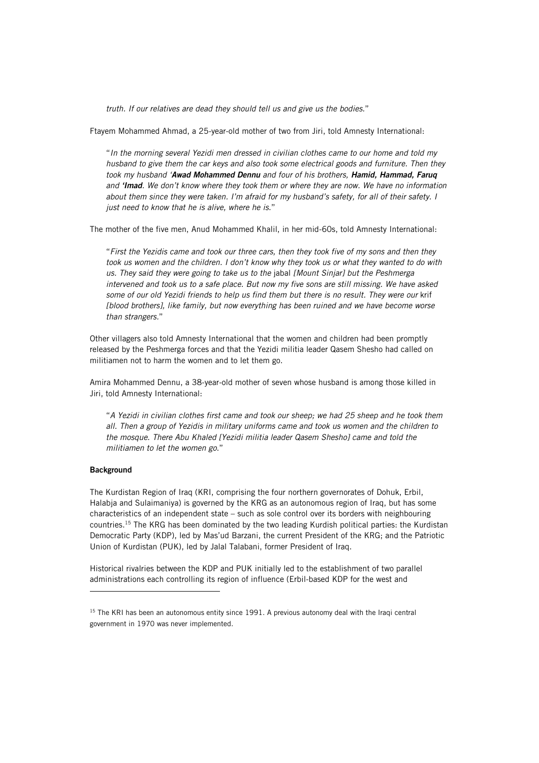*truth. If our relatives are dead they should tell us and give us the bodies.*"

Ftayem Mohammed Ahmad, a 25-year-old mother of two from Jiri, told Amnesty International:

> "*In the morning several Yezidi men dressed in civilian clothes came to our home and told my husband to give them the car keys and also took some electrical goods and furniture. Then they took my husband '**Awad Mohammed Dennu** and four of his brothers, **Hamid, Hammad, Faruq** and **'Imad**. We don't know where they took them or where they are now. We have no information about them since they were taken. I'm afraid for my husband's safety, for all of their safety. I just need to know that he is alive, where he is.*"

The mother of the five men, Anud Mohammed Khalil, in her mid-60s, told Amnesty International:

> "*First the Yezidis came and took our three cars, then they took five of my sons and then they took us women and the children. I don't know why they took us or what they wanted to do with us. They said they were going to take us to the* jabal *[Mount Sinjar] but the Peshmerga intervened and took us to a safe place. But now my five sons are still missing. We have asked some of our old Yezidi friends to help us find them but there is no result. They were our* krif *[blood brothers], like family, but now everything has been ruined and we have become worse than strangers.*"

Other villagers also told Amnesty International that the women and children had been promptly released by the Peshmerga forces and that the Yezidi militia leader Qasem Shesho had called on militiamen not to harm the women and to let them go.

Amira Mohammed Dennu, a 38-year-old mother of seven whose husband is among those killed in Jiri, told Amnesty International:

> "*A Yezidi in civilian clothes first came and took our sheep; we had 25 sheep and he took them all. Then a group of Yezidis in military uniforms came and took us women and the children to the mosque. There Abu Khaled [Yezidi militia leader Qasem Shesho] came and told the militiamen to let the women go.*"

**Background**

The Kurdistan Region of Iraq (KRI, comprising the four northern governorates of Dohuk, Erbil, Halabja and Sulaimaniya) is governed by the KRG as an autonomous region of Iraq, but has some characteristics of an independent state – such as sole control over its borders with neighbouring countries.[15] The KRG has been dominated by the two leading Kurdish political parties: the Kurdistan Democratic Party (KDP), led by Mas'ud Barzani, the current President of the KRG; and the Patriotic Union of Kurdistan (PUK), led by Jalal Talabani, former President of Iraq.

Historical rivalries between the KDP and PUK initially led to the establishment of two parallel administrations each controlling its region of influence (Erbil-based KDP for the west and

[15] The KRI has been an autonomous entity since 1991. A previous autonomy deal with the Iraqi central government in 1970 was never implemented.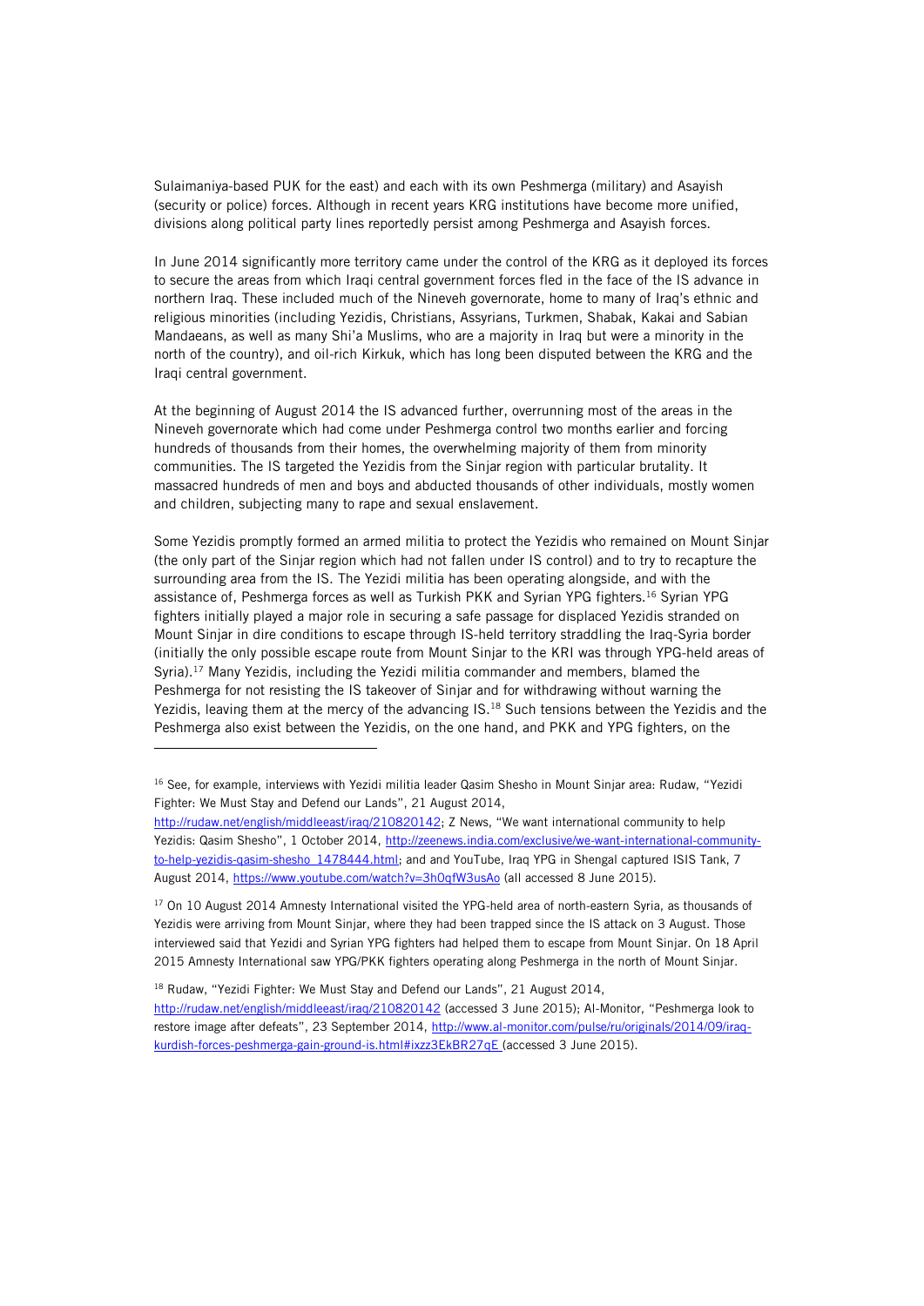Sulaimaniya-based PUK for the east) and each with its own Peshmerga (military) and Asayish (security or police) forces. Although in recent years KRG institutions have become more unified, divisions along political party lines reportedly persist among Peshmerga and Asayish forces.

In June 2014 significantly more territory came under the control of the KRG as it deployed its forces to secure the areas from which Iraqi central government forces fled in the face of the IS advance in northern Iraq. These included much of the Nineveh governorate, home to many of Iraq's ethnic and religious minorities (including Yezidis, Christians, Assyrians, Turkmen, Shabak, Kakai and Sabian Mandaeans, as well as many Shi'a Muslims, who are a majority in Iraq but were a minority in the north of the country), and oil-rich Kirkuk, which has long been disputed between the KRG and the Iraqi central government.

At the beginning of August 2014 the IS advanced further, overrunning most of the areas in the Nineveh governorate which had come under Peshmerga control two months earlier and forcing hundreds of thousands from their homes, the overwhelming majority of them from minority communities. The IS targeted the Yezidis from the Sinjar region with particular brutality. It massacred hundreds of men and boys and abducted thousands of other individuals, mostly women and children, subjecting many to rape and sexual enslavement.

Some Yezidis promptly formed an armed militia to protect the Yezidis who remained on Mount Sinjar (the only part of the Sinjar region which had not fallen under IS control) and to try to recapture the surrounding area from the IS. The Yezidi militia has been operating alongside, and with the assistance of, Peshmerga forces as well as Turkish PKK and Syrian YPG fighters.[16] Syrian YPG fighters initially played a major role in securing a safe passage for displaced Yezidis stranded on Mount Sinjar in dire conditions to escape through IS-held territory straddling the Iraq-Syria border (initially the only possible escape route from Mount Sinjar to the KRI was through YPG-held areas of Syria).[17] Many Yezidis, including the Yezidi militia commander and members, blamed the Peshmerga for not resisting the IS takeover of Sinjar and for withdrawing without warning the Yezidis, leaving them at the mercy of the advancing IS.[18] Such tensions between the Yezidis and the Peshmerga also exist between the Yezidis, on the one hand, and PKK and YPG fighters, on the

---

[16] See, for example, interviews with Yezidi militia leader Qasim Shesho in Mount Sinjar area: Rudaw, "Yezidi Fighter: We Must Stay and Defend our Lands", 21 August 2014, http://rudaw.net/english/middleeast/iraq/210820142; Z News, "We want international community to help Yezidis: Qasim Shesho", 1 October 2014, http://zeenews.india.com/exclusive/we-want-international-community-to-help-yezidis-qasim-shesho_1478444.html; and and YouTube, Iraq YPG in Shengal captured ISIS Tank, 7 August 2014, https://www.youtube.com/watch?v=3hOqfW3usAo (all accessed 8 June 2015).

[17] On 10 August 2014 Amnesty International visited the YPG-held area of north-eastern Syria, as thousands of Yezidis were arriving from Mount Sinjar, where they had been trapped since the IS attack on 3 August. Those interviewed said that Yezidi and Syrian YPG fighters had helped them to escape from Mount Sinjar. On 18 April 2015 Amnesty International saw YPG/PKK fighters operating along Peshmerga in the north of Mount Sinjar.

[18] Rudaw, "Yezidi Fighter: We Must Stay and Defend our Lands", 21 August 2014, http://rudaw.net/english/middleeast/iraq/210820142 (accessed 3 June 2015); Al-Monitor, "Peshmerga look to restore image after defeats", 23 September 2014, http://www.al-monitor.com/pulse/ru/originals/2014/09/iraq-kurdish-forces-peshmerga-gain-ground-is.html#ixzz3EkBR27qE (accessed 3 June 2015).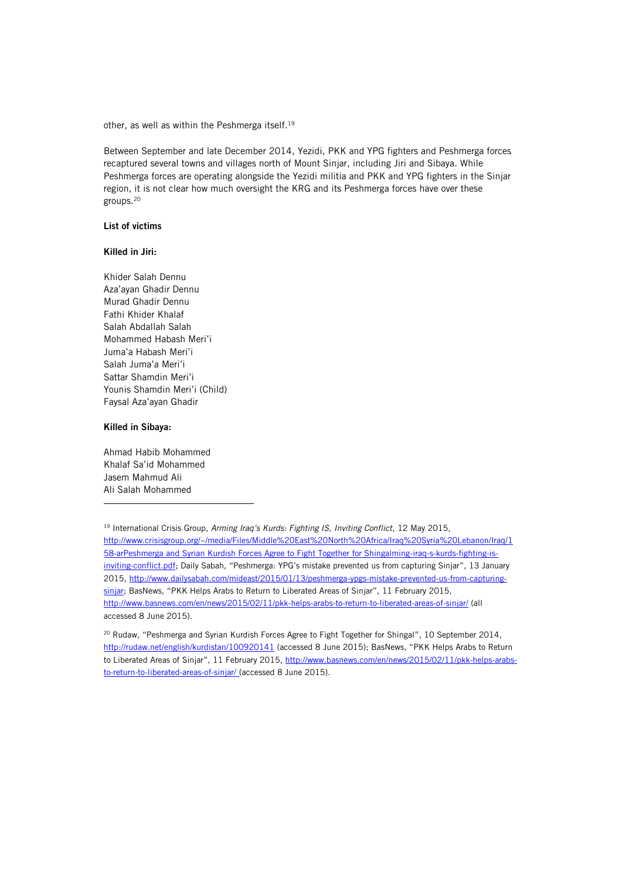other, as well as within the Peshmerga itself.[19]

Between September and late December 2014, Yezidi, PKK and YPG fighters and Peshmerga forces recaptured several towns and villages north of Mount Sinjar, including Jiri and Sibaya. While Peshmerga forces are operating alongside the Yezidi militia and PKK and YPG fighters in the Sinjar region, it is not clear how much oversight the KRG and its Peshmerga forces have over these groups.[20]

**List of victims**

**Killed in Jiri:**

Khider Salah Dennu
Aza'ayan Ghadir Dennu
Murad Ghadir Dennu
Fathi Khider Khalaf
Salah Abdallah Salah
Mohammed Habash Meri'i
Juma'a Habash Meri'i
Salah Juma'a Meri'i
Sattar Shamdin Meri'i
Younis Shamdin Meri'i (Child)
Faysal Aza'ayan Ghadir

**Killed in Sibaya:**

Ahmad Habib Mohammed
Khalaf Sa'id Mohammed
Jasem Mahmud Ali
Ali Salah Mohammed

---

[19] International Crisis Group, *Arming Iraq's Kurds: Fighting IS, Inviting Conflict*, 12 May 2015, http://www.crisisgroup.org/~/media/Files/Middle%20East%20North%20Africa/Iraq%20Syria%20Lebanon/Iraq/158-arPeshmerga and Syrian Kurdish Forces Agree to Fight Together for Shingalming-iraq-s-kurds-fighting-is-inviting-conflict.pdf; Daily Sabah, "Peshmerga: YPG's mistake prevented us from capturing Sinjar", 13 January 2015, http://www.dailysabah.com/mideast/2015/01/13/peshmerga-ypgs-mistake-prevented-us-from-capturing-sinjar; BasNews, "PKK Helps Arabs to Return to Liberated Areas of Sinjar", 11 February 2015, http://www.basnews.com/en/news/2015/02/11/pkk-helps-arabs-to-return-to-liberated-areas-of-sinjar/ (all accessed 8 June 2015).

[20] Rudaw, "Peshmerga and Syrian Kurdish Forces Agree to Fight Together for Shingal", 10 September 2014, http://rudaw.net/english/kurdistan/100920141 (accessed 8 June 2015); BasNews, "PKK Helps Arabs to Return to Liberated Areas of Sinjar", 11 February 2015, http://www.basnews.com/en/news/2015/02/11/pkk-helps-arabs-to-return-to-liberated-areas-of-sinjar/ (accessed 8 June 2015).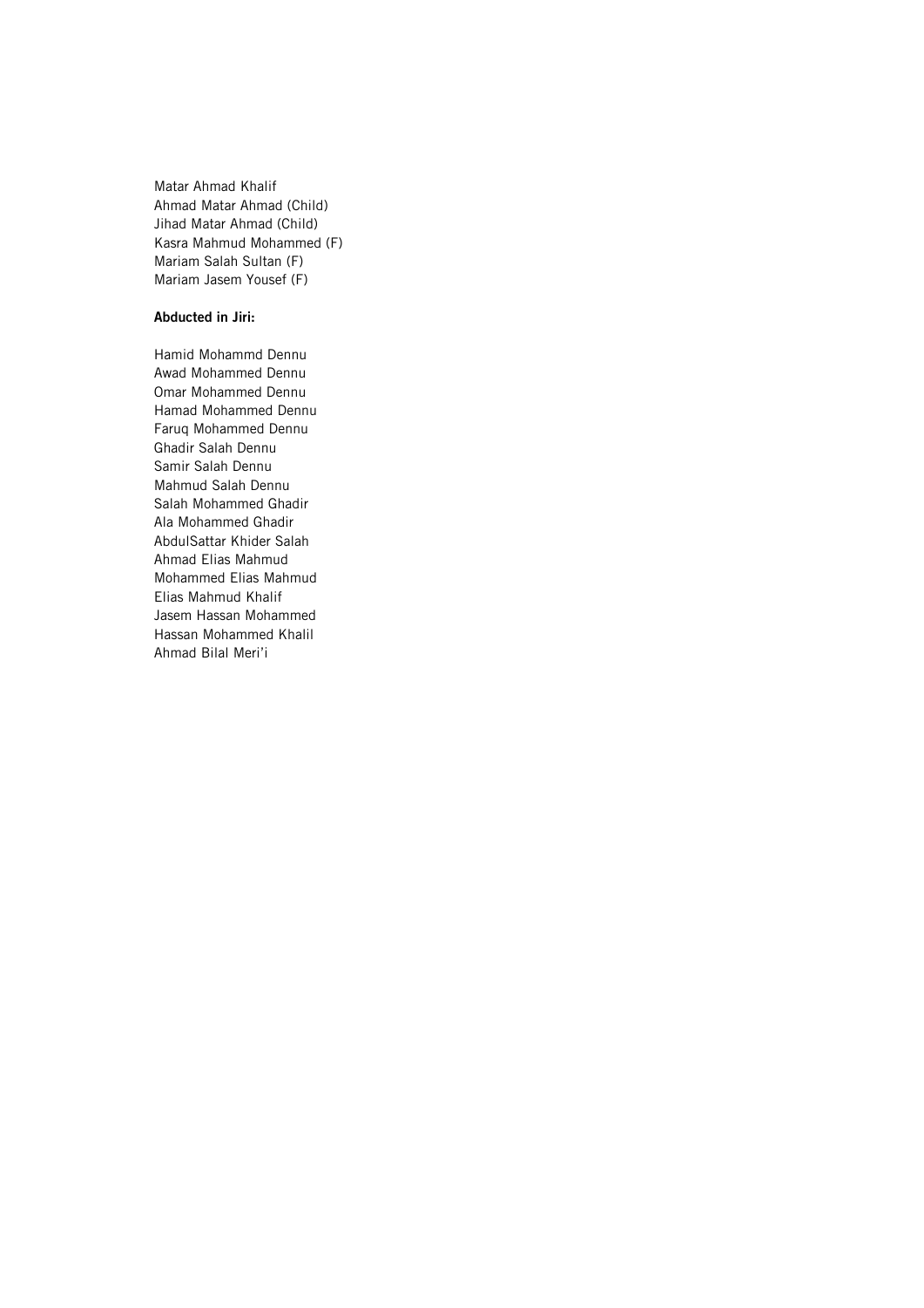Matar Ahmad Khalif
Ahmad Matar Ahmad (Child)
Jihad Matar Ahmad (Child)
Kasra Mahmud Mohammed (F)
Mariam Salah Sultan (F)
Mariam Jasem Yousef (F)

**Abducted in Jiri:**

Hamid Mohammd Dennu
Awad Mohammed Dennu
Omar Mohammed Dennu
Hamad Mohammed Dennu
Faruq Mohammed Dennu
Ghadir Salah Dennu
Samir Salah Dennu
Mahmud Salah Dennu
Salah Mohammed Ghadir
Ala Mohammed Ghadir
AbdulSattar Khider Salah
Ahmad Elias Mahmud
Mohammed Elias Mahmud
Elias Mahmud Khalif
Jasem Hassan Mohammed
Hassan Mohammed Khalil
Ahmad Bilal Meri'i